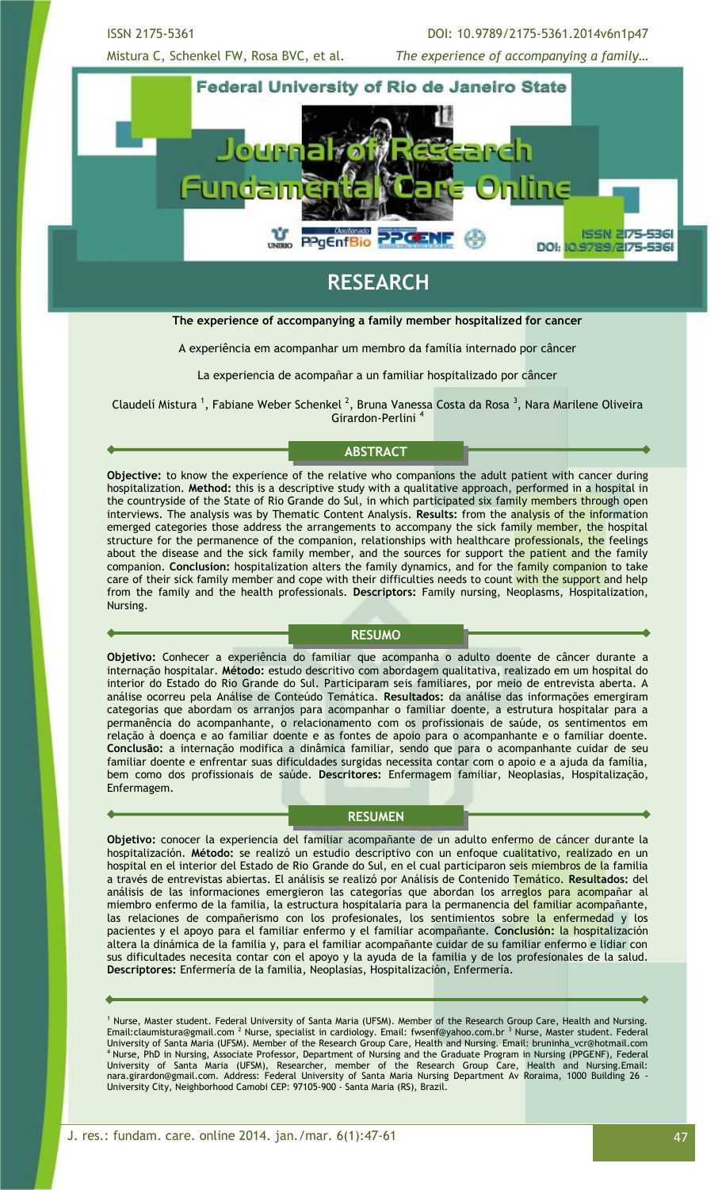## RESEARCH

# The experience of accompanying a family member hospitalized for cancer

A experiência em acompanhar um membro da família internado por câncer

La experiencia de acompañar a un familiar hospitalizado por câncer

Claudelí Mistura [1], Fabiane Weber Schenkel [2], Bruna Vanessa Costa da Rosa [3], Nara Marilene Oliveira Girardon-Perlini [4]

## ABSTRACT

**Objective:** to know the experience of the relative who companions the adult patient with cancer during hospitalization. **Method:** this is a descriptive study with a qualitative approach, performed in a hospital in the countryside of the State of Rio Grande do Sul, in which participated six family members through open interviews. The analysis was by Thematic Content Analysis. **Results:** from the analysis of the information emerged categories those address the arrangements to accompany the sick family member, the hospital structure for the permanence of the companion, relationships with healthcare professionals, the feelings about the disease and the sick family member, and the sources for support the patient and the family companion. **Conclusion:** hospitalization alters the family dynamics, and for the family companion to take care of their sick family member and cope with their difficulties needs to count with the support and help from the family and the health professionals. **Descriptors:** Family nursing, Neoplasms, Hospitalization, Nursing.

## RESUMO

**Objetivo:** Conhecer a experiência do familiar que acompanha o adulto doente de câncer durante a internação hospitalar. **Método:** estudo descritivo com abordagem qualitativa, realizado em um hospital do interior do Estado do Rio Grande do Sul. Participaram seis familiares, por meio de entrevista aberta. A análise ocorreu pela Análise de Conteúdo Temática. **Resultados:** da análise das informações emergiram categorias que abordam os arranjos para acompanhar o familiar doente, a estrutura hospitalar para a permanência do acompanhante, o relacionamento com os profissionais de saúde, os sentimentos em relação à doença e ao familiar doente e as fontes de apoio para o acompanhante e o familiar doente. **Conclusão:** a internação modifica a dinâmica familiar, sendo que para o acompanhante cuidar de seu familiar doente e enfrentar suas dificuldades surgidas necessita contar com o apoio e a ajuda da família, bem como dos profissionais de saúde. **Descritores:** Enfermagem familiar, Neoplasias, Hospitalização, Enfermagem.

## RESUMEN

**Objetivo:** conocer la experiencia del familiar acompañante de un adulto enfermo de cáncer durante la hospitalización. **Método:** se realizó un estudio descriptivo con un enfoque cualitativo, realizado en un hospital en el interior del Estado de Rio Grande do Sul, en el cual participaron seis miembros de la familia a través de entrevistas abiertas. El análisis se realizó por Análisis de Contenido Temático. **Resultados:** del análisis de las informaciones emergieron las categorías que abordan los arreglos para acompañar al miembro enfermo de la familia, la estructura hospitalaria para la permanencia del familiar acompañante, las relaciones de compañerismo con los profesionales, los sentimientos sobre la enfermedad y los pacientes y el apoyo para el familiar enfermo y el familiar acompañante. **Conclusión:** la hospitalización altera la dinámica de la familia y, para el familiar acompañante cuidar de su familiar enfermo e lidiar con sus dificultades necesita contar con el apoyo y la ayuda de la familia y de los profesionales de la salud. **Descriptores:** Enfermería de la familia, Neoplasias, Hospitalización, Enfermería.

---

[1] Nurse, Master student. Federal University of Santa Maria (UFSM). Member of the Research Group Care, Health and Nursing. Email:claumistura@gmail.com [2] Nurse, specialist in cardiology. Email: fwsenf@yahoo.com.br [3] Nurse, Master student. Federal University of Santa Maria (UFSM). Member of the Research Group Care, Health and Nursing. Email: bruninha_vcr@hotmail.com [4] Nurse, PhD in Nursing, Associate Professor, Department of Nursing and the Graduate Program in Nursing (PPGENF), Federal University of Santa Maria (UFSM), Researcher, member of the Research Group Care, Health and Nursing.Email: nara.girardon@gmail.com. Address: Federal University of Santa Maria Nursing Department Av Roraima, 1000 Building 26 - University City, Neighborhood Camobi CEP: 97105-900 - Santa Maria (RS), Brazil.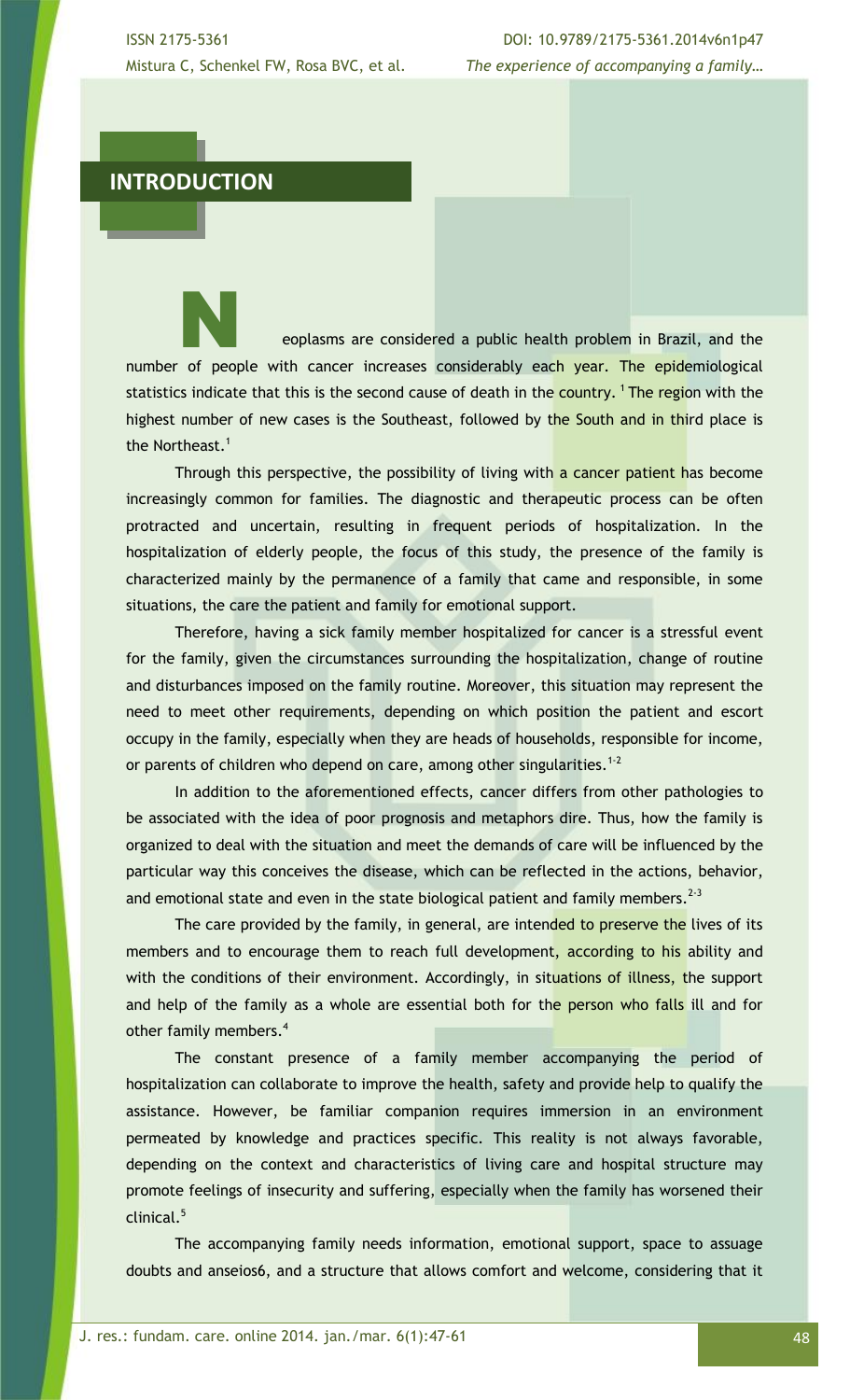## INTRODUCTION

Neoplasms are considered a public health problem in Brazil, and the number of people with cancer increases considerably each year. The epidemiological statistics indicate that this is the second cause of death in the country. [1] The region with the highest number of new cases is the Southeast, followed by the South and in third place is the Northeast.[1]

Through this perspective, the possibility of living with a cancer patient has become increasingly common for families. The diagnostic and therapeutic process can be often protracted and uncertain, resulting in frequent periods of hospitalization. In the hospitalization of elderly people, the focus of this study, the presence of the family is characterized mainly by the permanence of a family that came and responsible, in some situations, the care the patient and family for emotional support.

Therefore, having a sick family member hospitalized for cancer is a stressful event for the family, given the circumstances surrounding the hospitalization, change of routine and disturbances imposed on the family routine. Moreover, this situation may represent the need to meet other requirements, depending on which position the patient and escort occupy in the family, especially when they are heads of households, responsible for income, or parents of children who depend on care, among other singularities.[1-2]

In addition to the aforementioned effects, cancer differs from other pathologies to be associated with the idea of poor prognosis and metaphors dire. Thus, how the family is organized to deal with the situation and meet the demands of care will be influenced by the particular way this conceives the disease, which can be reflected in the actions, behavior, and emotional state and even in the state biological patient and family members.[2-3]

The care provided by the family, in general, are intended to preserve the lives of its members and to encourage them to reach full development, according to his ability and with the conditions of their environment. Accordingly, in situations of illness, the support and help of the family as a whole are essential both for the person who falls ill and for other family members.[4]

The constant presence of a family member accompanying the period of hospitalization can collaborate to improve the health, safety and provide help to qualify the assistance. However, be familiar companion requires immersion in an environment permeated by knowledge and practices specific. This reality is not always favorable, depending on the context and characteristics of living care and hospital structure may promote feelings of insecurity and suffering, especially when the family has worsened their clinical.[5]

The accompanying family needs information, emotional support, space to assuage doubts and anseios6, and a structure that allows comfort and welcome, considering that it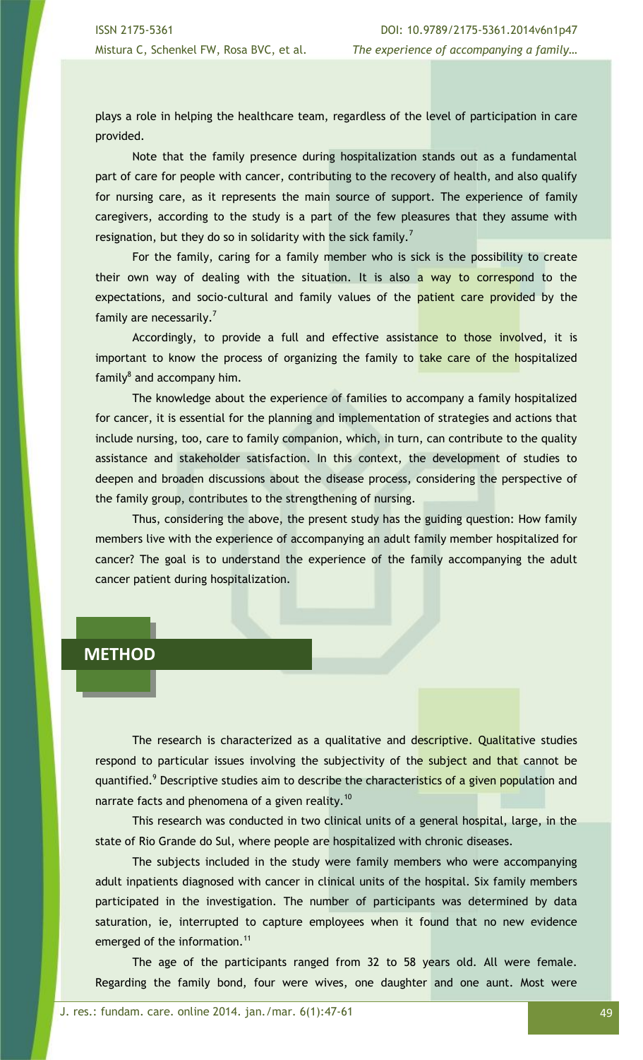plays a role in helping the healthcare team, regardless of the level of participation in care provided.

Note that the family presence during hospitalization stands out as a fundamental part of care for people with cancer, contributing to the recovery of health, and also qualify for nursing care, as it represents the main source of support. The experience of family caregivers, according to the study is a part of the few pleasures that they assume with resignation, but they do so in solidarity with the sick family.[7]

For the family, caring for a family member who is sick is the possibility to create their own way of dealing with the situation. It is also a way to correspond to the expectations, and socio-cultural and family values of the patient care provided by the family are necessarily.[7]

Accordingly, to provide a full and effective assistance to those involved, it is important to know the process of organizing the family to take care of the hospitalized family[8] and accompany him.

The knowledge about the experience of families to accompany a family hospitalized for cancer, it is essential for the planning and implementation of strategies and actions that include nursing, too, care to family companion, which, in turn, can contribute to the quality assistance and stakeholder satisfaction. In this context, the development of studies to deepen and broaden discussions about the disease process, considering the perspective of the family group, contributes to the strengthening of nursing.

Thus, considering the above, the present study has the guiding question: How family members live with the experience of accompanying an adult family member hospitalized for cancer? The goal is to understand the experience of the family accompanying the adult cancer patient during hospitalization.

## METHOD

The research is characterized as a qualitative and descriptive. Qualitative studies respond to particular issues involving the subjectivity of the subject and that cannot be quantified.[9] Descriptive studies aim to describe the characteristics of a given population and narrate facts and phenomena of a given reality.[10]

This research was conducted in two clinical units of a general hospital, large, in the state of Rio Grande do Sul, where people are hospitalized with chronic diseases.

The subjects included in the study were family members who were accompanying adult inpatients diagnosed with cancer in clinical units of the hospital. Six family members participated in the investigation. The number of participants was determined by data saturation, ie, interrupted to capture employees when it found that no new evidence emerged of the information.[11]

The age of the participants ranged from 32 to 58 years old. All were female. Regarding the family bond, four were wives, one daughter and one aunt. Most were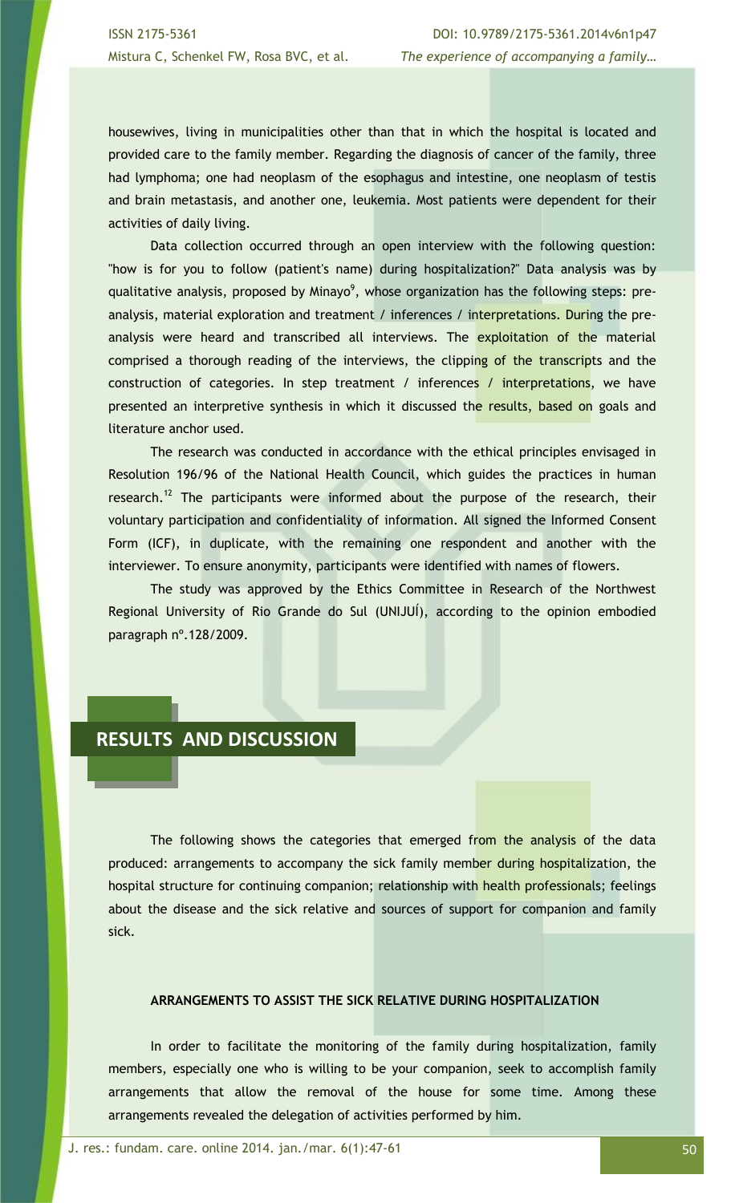housewives, living in municipalities other than that in which the hospital is located and provided care to the family member. Regarding the diagnosis of cancer of the family, three had lymphoma; one had neoplasm of the esophagus and intestine, one neoplasm of testis and brain metastasis, and another one, leukemia. Most patients were dependent for their activities of daily living.

Data collection occurred through an open interview with the following question: "how is for you to follow (patient's name) during hospitalization?" Data analysis was by qualitative analysis, proposed by Minayo[9], whose organization has the following steps: pre-analysis, material exploration and treatment / inferences / interpretations. During the pre-analysis were heard and transcribed all interviews. The exploitation of the material comprised a thorough reading of the interviews, the clipping of the transcripts and the construction of categories. In step treatment / inferences / interpretations, we have presented an interpretive synthesis in which it discussed the results, based on goals and literature anchor used.

The research was conducted in accordance with the ethical principles envisaged in Resolution 196/96 of the National Health Council, which guides the practices in human research.[12] The participants were informed about the purpose of the research, their voluntary participation and confidentiality of information. All signed the Informed Consent Form (ICF), in duplicate, with the remaining one respondent and another with the interviewer. To ensure anonymity, participants were identified with names of flowers.

The study was approved by the Ethics Committee in Research of the Northwest Regional University of Rio Grande do Sul (UNIJUÍ), according to the opinion embodied paragraph nº.128/2009.

## RESULTS AND DISCUSSION

The following shows the categories that emerged from the analysis of the data produced: arrangements to accompany the sick family member during hospitalization, the hospital structure for continuing companion; relationship with health professionals; feelings about the disease and the sick relative and sources of support for companion and family sick.

### ARRANGEMENTS TO ASSIST THE SICK RELATIVE DURING HOSPITALIZATION

In order to facilitate the monitoring of the family during hospitalization, family members, especially one who is willing to be your companion, seek to accomplish family arrangements that allow the removal of the house for some time. Among these arrangements revealed the delegation of activities performed by him.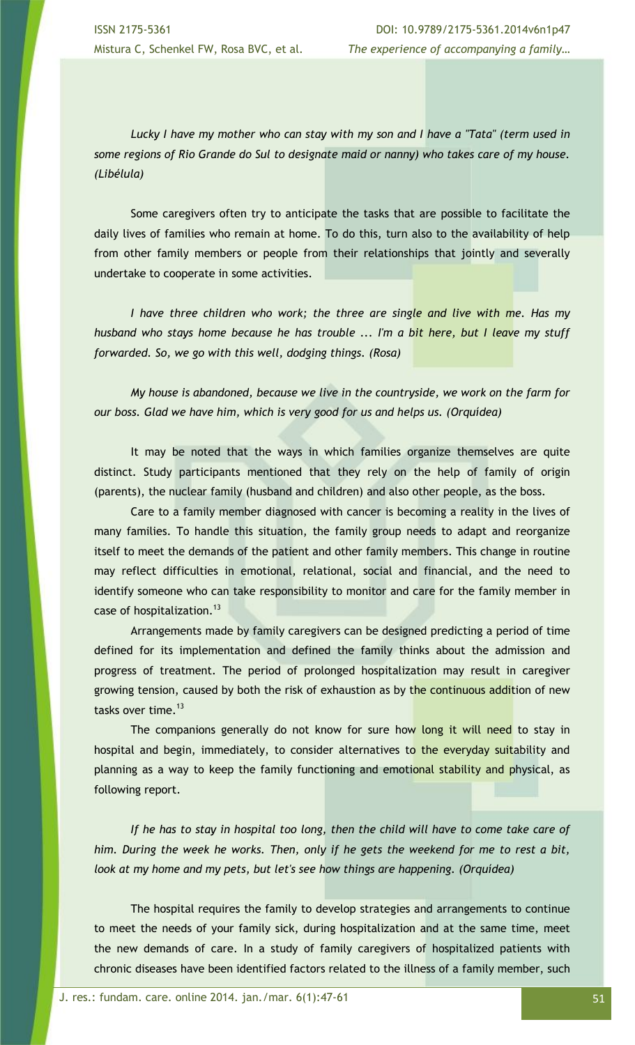*Lucky I have my mother who can stay with my son and I have a "Tata" (term used in some regions of Rio Grande do Sul to designate maid or nanny) who takes care of my house. (Libélula)*

Some caregivers often try to anticipate the tasks that are possible to facilitate the daily lives of families who remain at home. To do this, turn also to the availability of help from other family members or people from their relationships that jointly and severally undertake to cooperate in some activities.

*I have three children who work; the three are single and live with me. Has my husband who stays home because he has trouble ... I'm a bit here, but I leave my stuff forwarded. So, we go with this well, dodging things. (Rosa)*

*My house is abandoned, because we live in the countryside, we work on the farm for our boss. Glad we have him, which is very good for us and helps us. (Orquídea)*

It may be noted that the ways in which families organize themselves are quite distinct. Study participants mentioned that they rely on the help of family of origin (parents), the nuclear family (husband and children) and also other people, as the boss.

Care to a family member diagnosed with cancer is becoming a reality in the lives of many families. To handle this situation, the family group needs to adapt and reorganize itself to meet the demands of the patient and other family members. This change in routine may reflect difficulties in emotional, relational, social and financial, and the need to identify someone who can take responsibility to monitor and care for the family member in case of hospitalization.[13]

Arrangements made by family caregivers can be designed predicting a period of time defined for its implementation and defined the family thinks about the admission and progress of treatment. The period of prolonged hospitalization may result in caregiver growing tension, caused by both the risk of exhaustion as by the continuous addition of new tasks over time.[13]

The companions generally do not know for sure how long it will need to stay in hospital and begin, immediately, to consider alternatives to the everyday suitability and planning as a way to keep the family functioning and emotional stability and physical, as following report.

*If he has to stay in hospital too long, then the child will have to come take care of him. During the week he works. Then, only if he gets the weekend for me to rest a bit, look at my home and my pets, but let's see how things are happening. (Orquídea)*

The hospital requires the family to develop strategies and arrangements to continue to meet the needs of your family sick, during hospitalization and at the same time, meet the new demands of care. In a study of family caregivers of hospitalized patients with chronic diseases have been identified factors related to the illness of a family member, such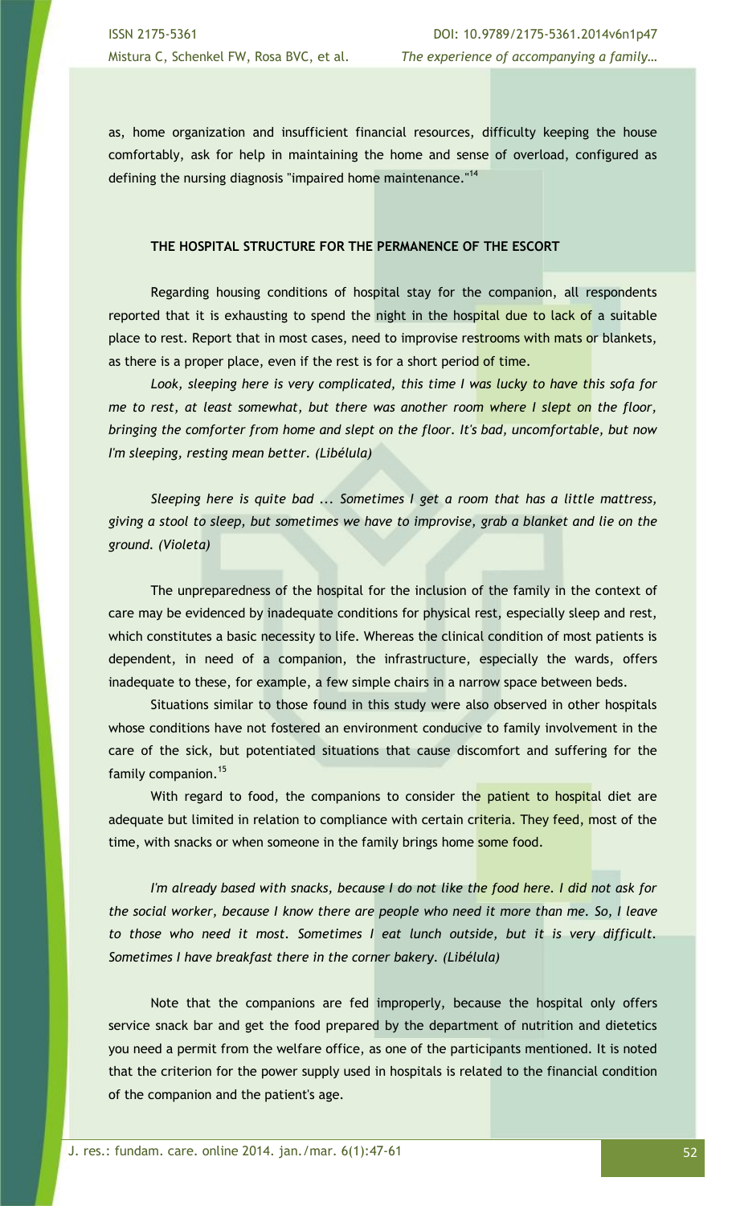as, home organization and insufficient financial resources, difficulty keeping the house comfortably, ask for help in maintaining the home and sense of overload, configured as defining the nursing diagnosis "impaired home maintenance."[14]

**THE HOSPITAL STRUCTURE FOR THE PERMANENCE OF THE ESCORT**

Regarding housing conditions of hospital stay for the companion, all respondents reported that it is exhausting to spend the night in the hospital due to lack of a suitable place to rest. Report that in most cases, need to improvise restrooms with mats or blankets, as there is a proper place, even if the rest is for a short period of time.

*Look, sleeping here is very complicated, this time I was lucky to have this sofa for me to rest, at least somewhat, but there was another room where I slept on the floor, bringing the comforter from home and slept on the floor. It's bad, uncomfortable, but now I'm sleeping, resting mean better. (Libélula)*

*Sleeping here is quite bad ... Sometimes I get a room that has a little mattress, giving a stool to sleep, but sometimes we have to improvise, grab a blanket and lie on the ground. (Violeta)*

The unpreparedness of the hospital for the inclusion of the family in the context of care may be evidenced by inadequate conditions for physical rest, especially sleep and rest, which constitutes a basic necessity to life. Whereas the clinical condition of most patients is dependent, in need of a companion, the infrastructure, especially the wards, offers inadequate to these, for example, a few simple chairs in a narrow space between beds.

Situations similar to those found in this study were also observed in other hospitals whose conditions have not fostered an environment conducive to family involvement in the care of the sick, but potentiated situations that cause discomfort and suffering for the family companion.[15]

With regard to food, the companions to consider the patient to hospital diet are adequate but limited in relation to compliance with certain criteria. They feed, most of the time, with snacks or when someone in the family brings home some food.

*I'm already based with snacks, because I do not like the food here. I did not ask for the social worker, because I know there are people who need it more than me. So, I leave to those who need it most. Sometimes I eat lunch outside, but it is very difficult. Sometimes I have breakfast there in the corner bakery. (Libélula)*

Note that the companions are fed improperly, because the hospital only offers service snack bar and get the food prepared by the department of nutrition and dietetics you need a permit from the welfare office, as one of the participants mentioned. It is noted that the criterion for the power supply used in hospitals is related to the financial condition of the companion and the patient's age.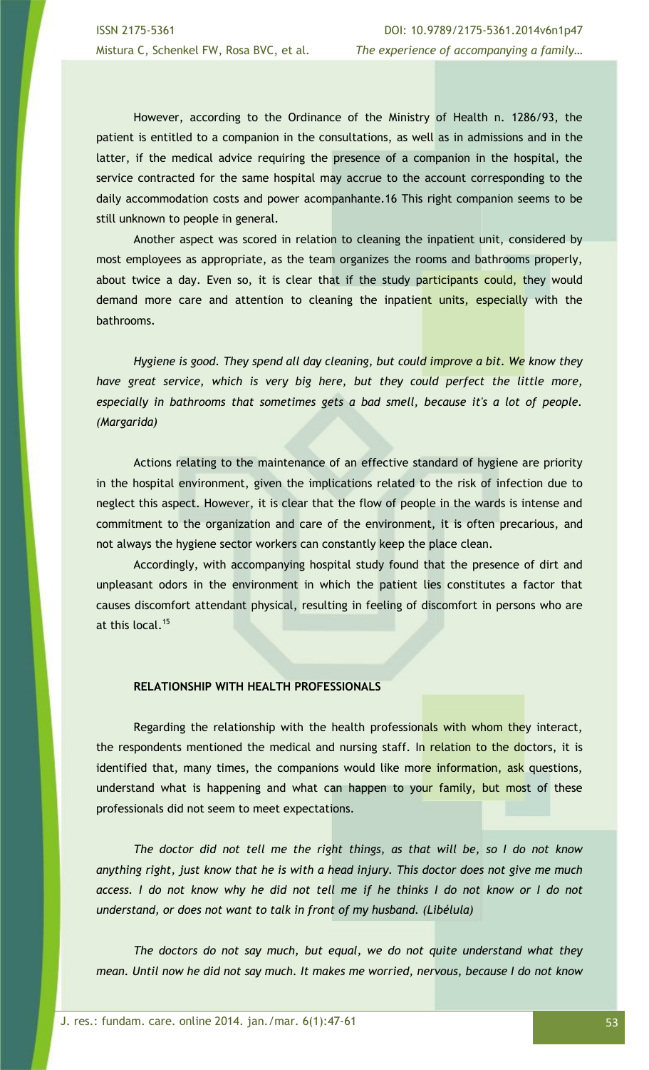However, according to the Ordinance of the Ministry of Health n. 1286/93, the patient is entitled to a companion in the consultations, as well as in admissions and in the latter, if the medical advice requiring the presence of a companion in the hospital, the service contracted for the same hospital may accrue to the account corresponding to the daily accommodation costs and power acompanhante.16 This right companion seems to be still unknown to people in general.

Another aspect was scored in relation to cleaning the inpatient unit, considered by most employees as appropriate, as the team organizes the rooms and bathrooms properly, about twice a day. Even so, it is clear that if the study participants could, they would demand more care and attention to cleaning the inpatient units, especially with the bathrooms.

*Hygiene is good. They spend all day cleaning, but could improve a bit. We know they have great service, which is very big here, but they could perfect the little more, especially in bathrooms that sometimes gets a bad smell, because it's a lot of people. (Margarida)*

Actions relating to the maintenance of an effective standard of hygiene are priority in the hospital environment, given the implications related to the risk of infection due to neglect this aspect. However, it is clear that the flow of people in the wards is intense and commitment to the organization and care of the environment, it is often precarious, and not always the hygiene sector workers can constantly keep the place clean.

Accordingly, with accompanying hospital study found that the presence of dirt and unpleasant odors in the environment in which the patient lies constitutes a factor that causes discomfort attendant physical, resulting in feeling of discomfort in persons who are at this local.[15]

## RELATIONSHIP WITH HEALTH PROFESSIONALS

Regarding the relationship with the health professionals with whom they interact, the respondents mentioned the medical and nursing staff. In relation to the doctors, it is identified that, many times, the companions would like more information, ask questions, understand what is happening and what can happen to your family, but most of these professionals did not seem to meet expectations.

*The doctor did not tell me the right things, as that will be, so I do not know anything right, just know that he is with a head injury. This doctor does not give me much access. I do not know why he did not tell me if he thinks I do not know or I do not understand, or does not want to talk in front of my husband. (Libélula)*

*The doctors do not say much, but equal, we do not quite understand what they mean. Until now he did not say much. It makes me worried, nervous, because I do not know*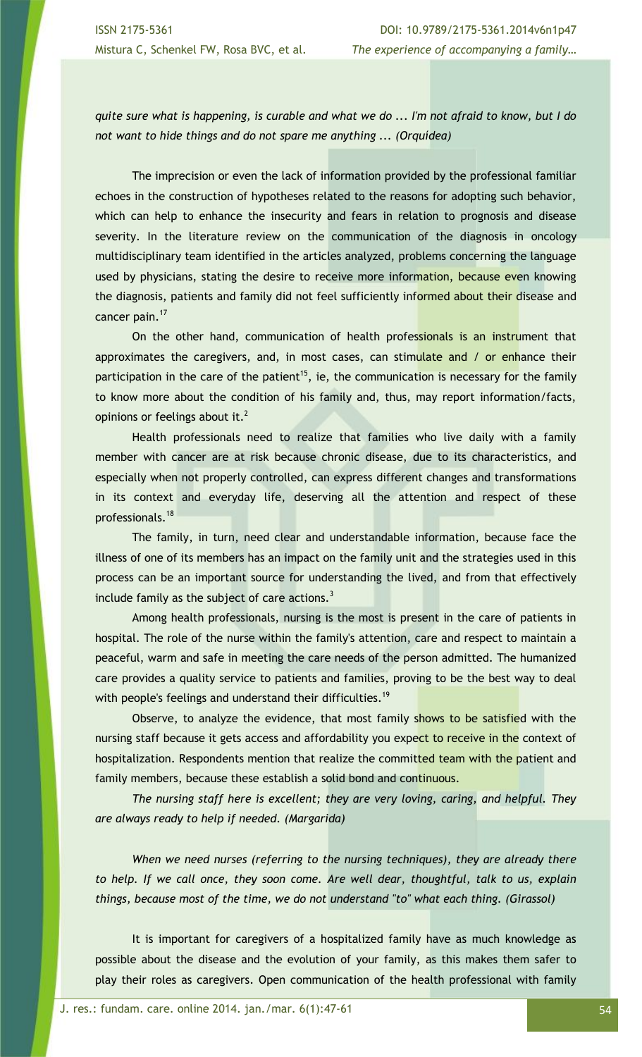*quite sure what is happening, is curable and what we do ... I'm not afraid to know, but I do not want to hide things and do not spare me anything ... (Orquídea)*

The imprecision or even the lack of information provided by the professional familiar echoes in the construction of hypotheses related to the reasons for adopting such behavior, which can help to enhance the insecurity and fears in relation to prognosis and disease severity. In the literature review on the communication of the diagnosis in oncology multidisciplinary team identified in the articles analyzed, problems concerning the language used by physicians, stating the desire to receive more information, because even knowing the diagnosis, patients and family did not feel sufficiently informed about their disease and cancer pain.[17]

On the other hand, communication of health professionals is an instrument that approximates the caregivers, and, in most cases, can stimulate and / or enhance their participation in the care of the patient[15], ie, the communication is necessary for the family to know more about the condition of his family and, thus, may report information/facts, opinions or feelings about it.[2]

Health professionals need to realize that families who live daily with a family member with cancer are at risk because chronic disease, due to its characteristics, and especially when not properly controlled, can express different changes and transformations in its context and everyday life, deserving all the attention and respect of these professionals.[18]

The family, in turn, need clear and understandable information, because face the illness of one of its members has an impact on the family unit and the strategies used in this process can be an important source for understanding the lived, and from that effectively include family as the subject of care actions.[3]

Among health professionals, nursing is the most is present in the care of patients in hospital. The role of the nurse within the family's attention, care and respect to maintain a peaceful, warm and safe in meeting the care needs of the person admitted. The humanized care provides a quality service to patients and families, proving to be the best way to deal with people's feelings and understand their difficulties.[19]

Observe, to analyze the evidence, that most family shows to be satisfied with the nursing staff because it gets access and affordability you expect to receive in the context of hospitalization. Respondents mention that realize the committed team with the patient and family members, because these establish a solid bond and continuous.

*The nursing staff here is excellent; they are very loving, caring, and helpful. They are always ready to help if needed. (Margarida)*

*When we need nurses (referring to the nursing techniques), they are already there to help. If we call once, they soon come. Are well dear, thoughtful, talk to us, explain things, because most of the time, we do not understand "to" what each thing. (Girassol)*

It is important for caregivers of a hospitalized family have as much knowledge as possible about the disease and the evolution of your family, as this makes them safer to play their roles as caregivers. Open communication of the health professional with family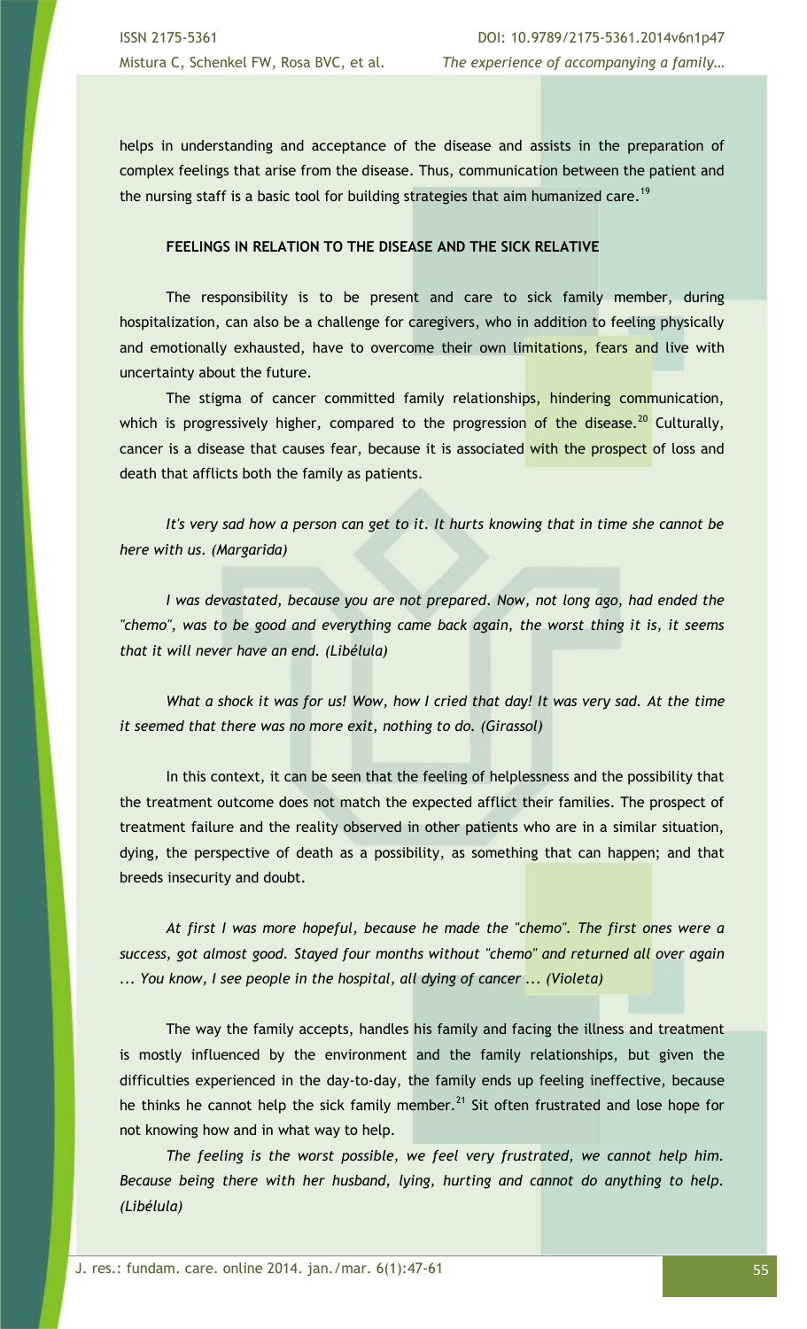helps in understanding and acceptance of the disease and assists in the preparation of complex feelings that arise from the disease. Thus, communication between the patient and the nursing staff is a basic tool for building strategies that aim humanized care.[19]

## FEELINGS IN RELATION TO THE DISEASE AND THE SICK RELATIVE

The responsibility is to be present and care to sick family member, during hospitalization, can also be a challenge for caregivers, who in addition to feeling physically and emotionally exhausted, have to overcome their own limitations, fears and live with uncertainty about the future.

The stigma of cancer committed family relationships, hindering communication, which is progressively higher, compared to the progression of the disease.[20] Culturally, cancer is a disease that causes fear, because it is associated with the prospect of loss and death that afflicts both the family as patients.

*It's very sad how a person can get to it. It hurts knowing that in time she cannot be here with us. (Margarida)*

*I was devastated, because you are not prepared. Now, not long ago, had ended the "chemo", was to be good and everything came back again, the worst thing it is, it seems that it will never have an end. (Libélula)*

*What a shock it was for us! Wow, how I cried that day! It was very sad. At the time it seemed that there was no more exit, nothing to do. (Girassol)*

In this context, it can be seen that the feeling of helplessness and the possibility that the treatment outcome does not match the expected afflict their families. The prospect of treatment failure and the reality observed in other patients who are in a similar situation, dying, the perspective of death as a possibility, as something that can happen; and that breeds insecurity and doubt.

*At first I was more hopeful, because he made the "chemo". The first ones were a success, got almost good. Stayed four months without "chemo" and returned all over again ... You know, I see people in the hospital, all dying of cancer ... (Violeta)*

The way the family accepts, handles his family and facing the illness and treatment is mostly influenced by the environment and the family relationships, but given the difficulties experienced in the day-to-day, the family ends up feeling ineffective, because he thinks he cannot help the sick family member.[21] Sit often frustrated and lose hope for not knowing how and in what way to help.

*The feeling is the worst possible, we feel very frustrated, we cannot help him. Because being there with her husband, lying, hurting and cannot do anything to help. (Libélula)*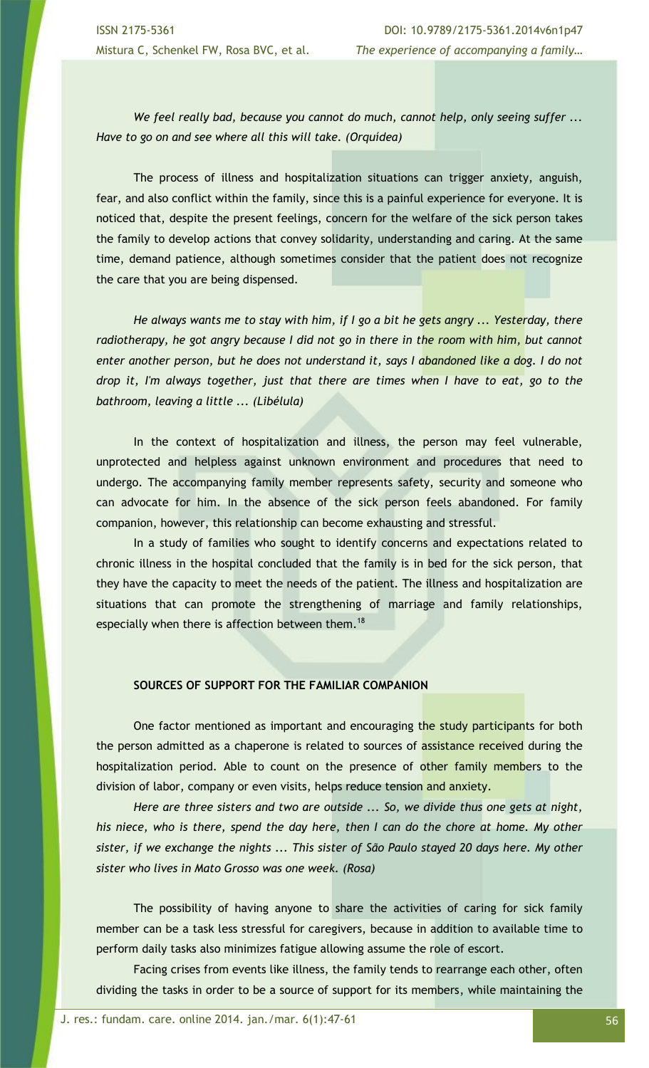*We feel really bad, because you cannot do much, cannot help, only seeing suffer ... Have to go on and see where all this will take. (Orquídea)*

The process of illness and hospitalization situations can trigger anxiety, anguish, fear, and also conflict within the family, since this is a painful experience for everyone. It is noticed that, despite the present feelings, concern for the welfare of the sick person takes the family to develop actions that convey solidarity, understanding and caring. At the same time, demand patience, although sometimes consider that the patient does not recognize the care that you are being dispensed.

*He always wants me to stay with him, if I go a bit he gets angry ... Yesterday, there radiotherapy, he got angry because I did not go in there in the room with him, but cannot enter another person, but he does not understand it, says I abandoned like a dog. I do not drop it, I'm always together, just that there are times when I have to eat, go to the bathroom, leaving a little ... (Libélula)*

In the context of hospitalization and illness, the person may feel vulnerable, unprotected and helpless against unknown environment and procedures that need to undergo. The accompanying family member represents safety, security and someone who can advocate for him. In the absence of the sick person feels abandoned. For family companion, however, this relationship can become exhausting and stressful.

In a study of families who sought to identify concerns and expectations related to chronic illness in the hospital concluded that the family is in bed for the sick person, that they have the capacity to meet the needs of the patient. The illness and hospitalization are situations that can promote the strengthening of marriage and family relationships, especially when there is affection between them.[18]

## SOURCES OF SUPPORT FOR THE FAMILIAR COMPANION

One factor mentioned as important and encouraging the study participants for both the person admitted as a chaperone is related to sources of assistance received during the hospitalization period. Able to count on the presence of other family members to the division of labor, company or even visits, helps reduce tension and anxiety.

*Here are three sisters and two are outside ... So, we divide thus one gets at night, his niece, who is there, spend the day here, then I can do the chore at home. My other sister, if we exchange the nights ... This sister of São Paulo stayed 20 days here. My other sister who lives in Mato Grosso was one week. (Rosa)*

The possibility of having anyone to share the activities of caring for sick family member can be a task less stressful for caregivers, because in addition to available time to perform daily tasks also minimizes fatigue allowing assume the role of escort.

Facing crises from events like illness, the family tends to rearrange each other, often dividing the tasks in order to be a source of support for its members, while maintaining the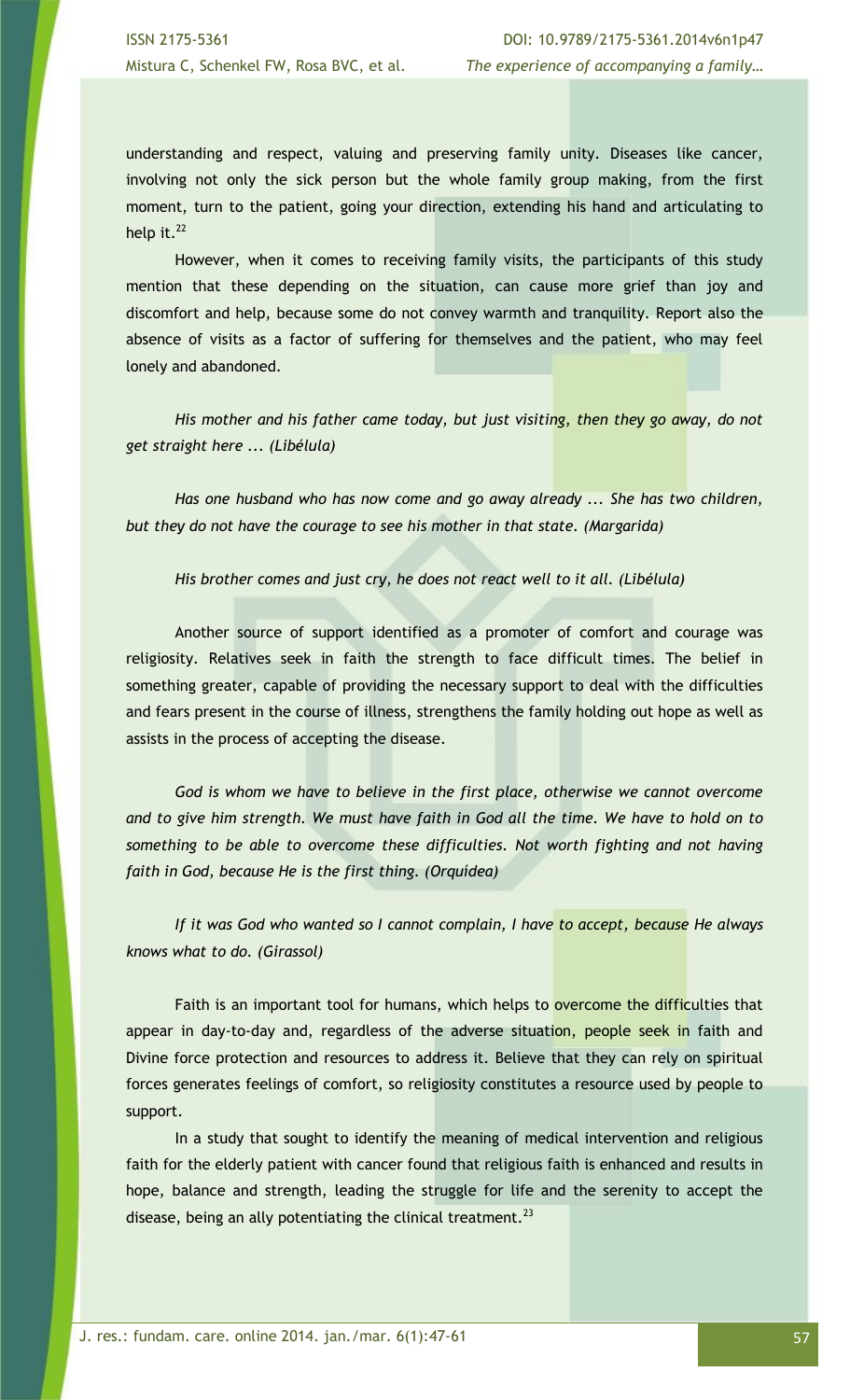understanding and respect, valuing and preserving family unity. Diseases like cancer, involving not only the sick person but the whole family group making, from the first moment, turn to the patient, going your direction, extending his hand and articulating to help it.[22]

However, when it comes to receiving family visits, the participants of this study mention that these depending on the situation, can cause more grief than joy and discomfort and help, because some do not convey warmth and tranquility. Report also the absence of visits as a factor of suffering for themselves and the patient, who may feel lonely and abandoned.

*His mother and his father came today, but just visiting, then they go away, do not get straight here ... (Libélula)*

*Has one husband who has now come and go away already ... She has two children, but they do not have the courage to see his mother in that state. (Margarida)*

*His brother comes and just cry, he does not react well to it all. (Libélula)*

Another source of support identified as a promoter of comfort and courage was religiosity. Relatives seek in faith the strength to face difficult times. The belief in something greater, capable of providing the necessary support to deal with the difficulties and fears present in the course of illness, strengthens the family holding out hope as well as assists in the process of accepting the disease.

*God is whom we have to believe in the first place, otherwise we cannot overcome and to give him strength. We must have faith in God all the time. We have to hold on to something to be able to overcome these difficulties. Not worth fighting and not having faith in God, because He is the first thing. (Orquídea)*

*If it was God who wanted so I cannot complain, I have to accept, because He always knows what to do. (Girassol)*

Faith is an important tool for humans, which helps to overcome the difficulties that appear in day-to-day and, regardless of the adverse situation, people seek in faith and Divine force protection and resources to address it. Believe that they can rely on spiritual forces generates feelings of comfort, so religiosity constitutes a resource used by people to support.

In a study that sought to identify the meaning of medical intervention and religious faith for the elderly patient with cancer found that religious faith is enhanced and results in hope, balance and strength, leading the struggle for life and the serenity to accept the disease, being an ally potentiating the clinical treatment.[23]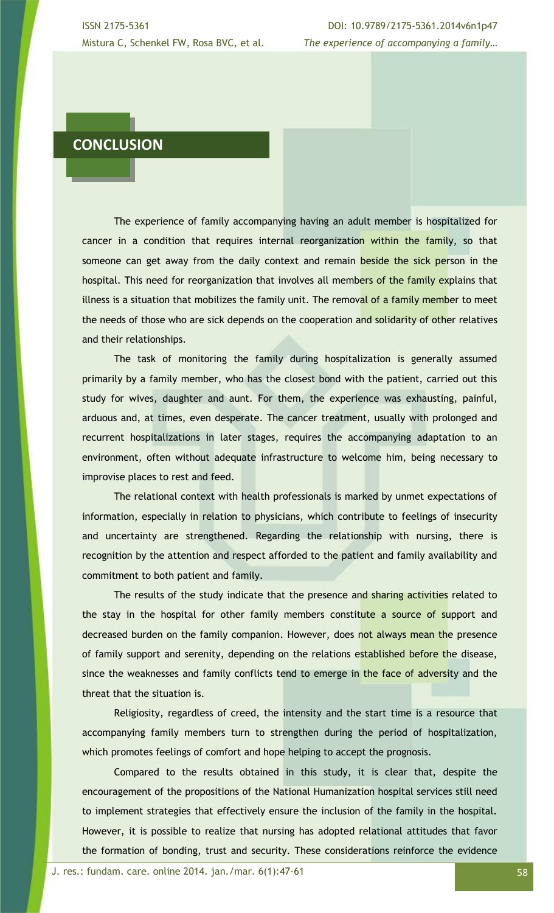## CONCLUSION

The experience of family accompanying having an adult member is hospitalized for cancer in a condition that requires internal reorganization within the family, so that someone can get away from the daily context and remain beside the sick person in the hospital. This need for reorganization that involves all members of the family explains that illness is a situation that mobilizes the family unit. The removal of a family member to meet the needs of those who are sick depends on the cooperation and solidarity of other relatives and their relationships.

The task of monitoring the family during hospitalization is generally assumed primarily by a family member, who has the closest bond with the patient, carried out this study for wives, daughter and aunt. For them, the experience was exhausting, painful, arduous and, at times, even desperate. The cancer treatment, usually with prolonged and recurrent hospitalizations in later stages, requires the accompanying adaptation to an environment, often without adequate infrastructure to welcome him, being necessary to improvise places to rest and feed.

The relational context with health professionals is marked by unmet expectations of information, especially in relation to physicians, which contribute to feelings of insecurity and uncertainty are strengthened. Regarding the relationship with nursing, there is recognition by the attention and respect afforded to the patient and family availability and commitment to both patient and family.

The results of the study indicate that the presence and sharing activities related to the stay in the hospital for other family members constitute a source of support and decreased burden on the family companion. However, does not always mean the presence of family support and serenity, depending on the relations established before the disease, since the weaknesses and family conflicts tend to emerge in the face of adversity and the threat that the situation is.

Religiosity, regardless of creed, the intensity and the start time is a resource that accompanying family members turn to strengthen during the period of hospitalization, which promotes feelings of comfort and hope helping to accept the prognosis.

Compared to the results obtained in this study, it is clear that, despite the encouragement of the propositions of the National Humanization hospital services still need to implement strategies that effectively ensure the inclusion of the family in the hospital. However, it is possible to realize that nursing has adopted relational attitudes that favor the formation of bonding, trust and security. These considerations reinforce the evidence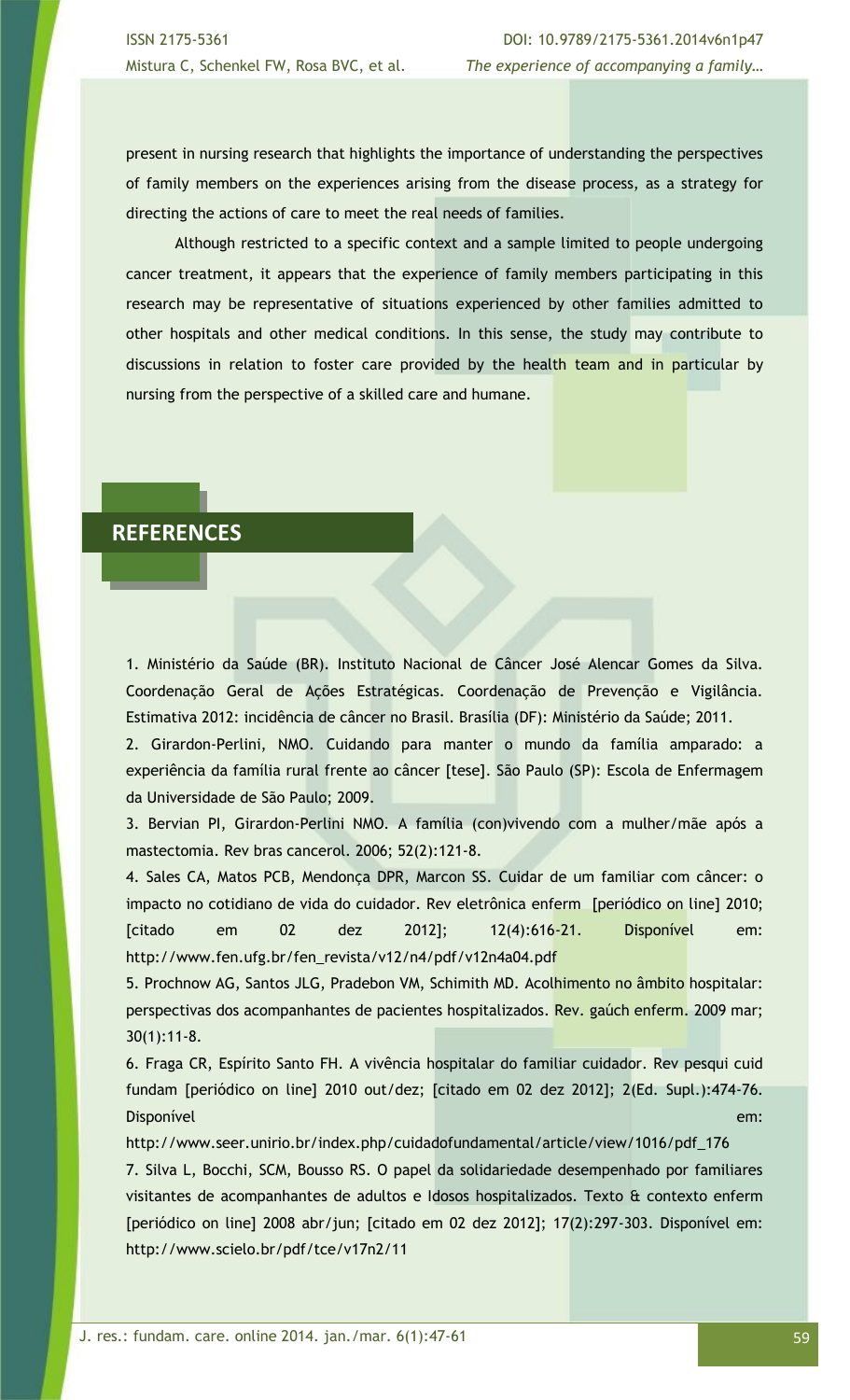present in nursing research that highlights the importance of understanding the perspectives of family members on the experiences arising from the disease process, as a strategy for directing the actions of care to meet the real needs of families.

Although restricted to a specific context and a sample limited to people undergoing cancer treatment, it appears that the experience of family members participating in this research may be representative of situations experienced by other families admitted to other hospitals and other medical conditions. In this sense, the study may contribute to discussions in relation to foster care provided by the health team and in particular by nursing from the perspective of a skilled care and humane.

## REFERENCES

1. Ministério da Saúde (BR). Instituto Nacional de Câncer José Alencar Gomes da Silva. Coordenação Geral de Ações Estratégicas. Coordenação de Prevenção e Vigilância. Estimativa 2012: incidência de câncer no Brasil. Brasília (DF): Ministério da Saúde; 2011.

2. Girardon-Perlini, NMO. Cuidando para manter o mundo da família amparado: a experiência da família rural frente ao câncer [tese]. São Paulo (SP): Escola de Enfermagem da Universidade de São Paulo; 2009.

3. Bervian PI, Girardon-Perlini NMO. A família (con)vivendo com a mulher/mãe após a mastectomia. Rev bras cancerol. 2006; 52(2):121-8.

4. Sales CA, Matos PCB, Mendonça DPR, Marcon SS. Cuidar de um familiar com câncer: o impacto no cotidiano de vida do cuidador. Rev eletrônica enferm [periódico on line] 2010; [citado em 02 dez 2012]; 12(4):616-21. Disponível em: http://www.fen.ufg.br/fen_revista/v12/n4/pdf/v12n4a04.pdf

5. Prochnow AG, Santos JLG, Pradebon VM, Schimith MD. Acolhimento no âmbito hospitalar: perspectivas dos acompanhantes de pacientes hospitalizados. Rev. gaúch enferm. 2009 mar; 30(1):11-8.

6. Fraga CR, Espírito Santo FH. A vivência hospitalar do familiar cuidador. Rev pesqui cuid fundam [periódico on line] 2010 out/dez; [citado em 02 dez 2012]; 2(Ed. Supl.):474-76. Disponível em: http://www.seer.unirio.br/index.php/cuidadofundamental/article/view/1016/pdf_176

7. Silva L, Bocchi, SCM, Bousso RS. O papel da solidariedade desempenhado por familiares visitantes de acompanhantes de adultos e Idosos hospitalizados. Texto & contexto enferm [periódico on line] 2008 abr/jun; [citado em 02 dez 2012]; 17(2):297-303. Disponível em: http://www.scielo.br/pdf/tce/v17n2/11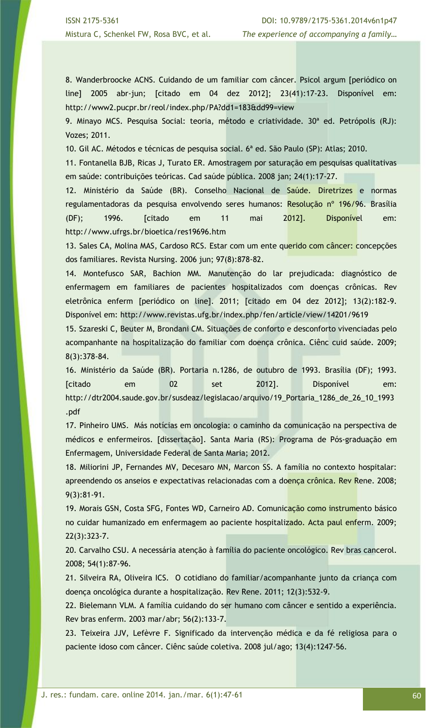8. Wanderbroocke ACNS. Cuidando de um familiar com câncer. Psicol argum [periódico on line] 2005 abr-jun; [citado em 04 dez 2012]; 23(41):17-23. Disponível em: http://www2.pucpr.br/reol/index.php/PA?dd1=183&dd99=view

9. Minayo MCS. Pesquisa Social: teoria, método e criatividade. 30ª ed. Petrópolis (RJ): Vozes; 2011.

10. Gil AC. Métodos e técnicas de pesquisa social. 6ª ed. São Paulo (SP): Atlas; 2010.

11. Fontanella BJB, Ricas J, Turato ER. Amostragem por saturação em pesquisas qualitativas em saúde: contribuições teóricas. Cad saúde pública. 2008 jan; 24(1):17-27.

12. Ministério da Saúde (BR). Conselho Nacional de Saúde. Diretrizes e normas regulamentadoras da pesquisa envolvendo seres humanos: Resolução nº 196/96. Brasília (DF); 1996. [citado em 11 mai 2012]. Disponível em: http://www.ufrgs.br/bioetica/res19696.htm

13. Sales CA, Molina MAS, Cardoso RCS. Estar com um ente querido com câncer: concepções dos familiares. Revista Nursing. 2006 jun; 97(8):878-82.

14. Montefusco SAR, Bachion MM. Manutenção do lar prejudicada: diagnóstico de enfermagem em familiares de pacientes hospitalizados com doenças crônicas. Rev eletrônica enferm [periódico on line]. 2011; [citado em 04 dez 2012]; 13(2):182-9. Disponível em: http://www.revistas.ufg.br/index.php/fen/article/view/14201/9619

15. Szareski C, Beuter M, Brondani CM. Situações de conforto e desconforto vivenciadas pelo acompanhante na hospitalização do familiar com doença crônica. Ciênc cuid saúde. 2009; 8(3):378-84.

16. Ministério da Saúde (BR). Portaria n.1286, de outubro de 1993. Brasília (DF); 1993. [citado em 02 set 2012]. Disponível em: http://dtr2004.saude.gov.br/susdeaz/legislacao/arquivo/19_Portaria_1286_de_26_10_1993.pdf

17. Pinheiro UMS. Más notícias em oncologia: o caminho da comunicação na perspectiva de médicos e enfermeiros. [dissertação]. Santa Maria (RS): Programa de Pós-graduação em Enfermagem, Universidade Federal de Santa Maria; 2012.

18. Miliorini JP, Fernandes MV, Decesaro MN, Marcon SS. A família no contexto hospitalar: apreendendo os anseios e expectativas relacionadas com a doença crônica. Rev Rene. 2008; 9(3):81-91.

19. Morais GSN, Costa SFG, Fontes WD, Carneiro AD. Comunicação como instrumento básico no cuidar humanizado em enfermagem ao paciente hospitalizado. Acta paul enferm. 2009; 22(3):323-7.

20. Carvalho CSU. A necessária atenção à família do paciente oncológico. Rev bras cancerol. 2008; 54(1):87-96.

21. Silveira RA, Oliveira ICS. O cotidiano do familiar/acompanhante junto da criança com doença oncológica durante a hospitalização. Rev Rene. 2011; 12(3):532-9.

22. Bielemann VLM. A família cuidando do ser humano com câncer e sentido a experiência. Rev bras enferm. 2003 mar/abr; 56(2):133-7.

23. Teixeira JJV, Lefèvre F. Significado da intervenção médica e da fé religiosa para o paciente idoso com câncer. Ciênc saúde coletiva. 2008 jul/ago; 13(4):1247-56.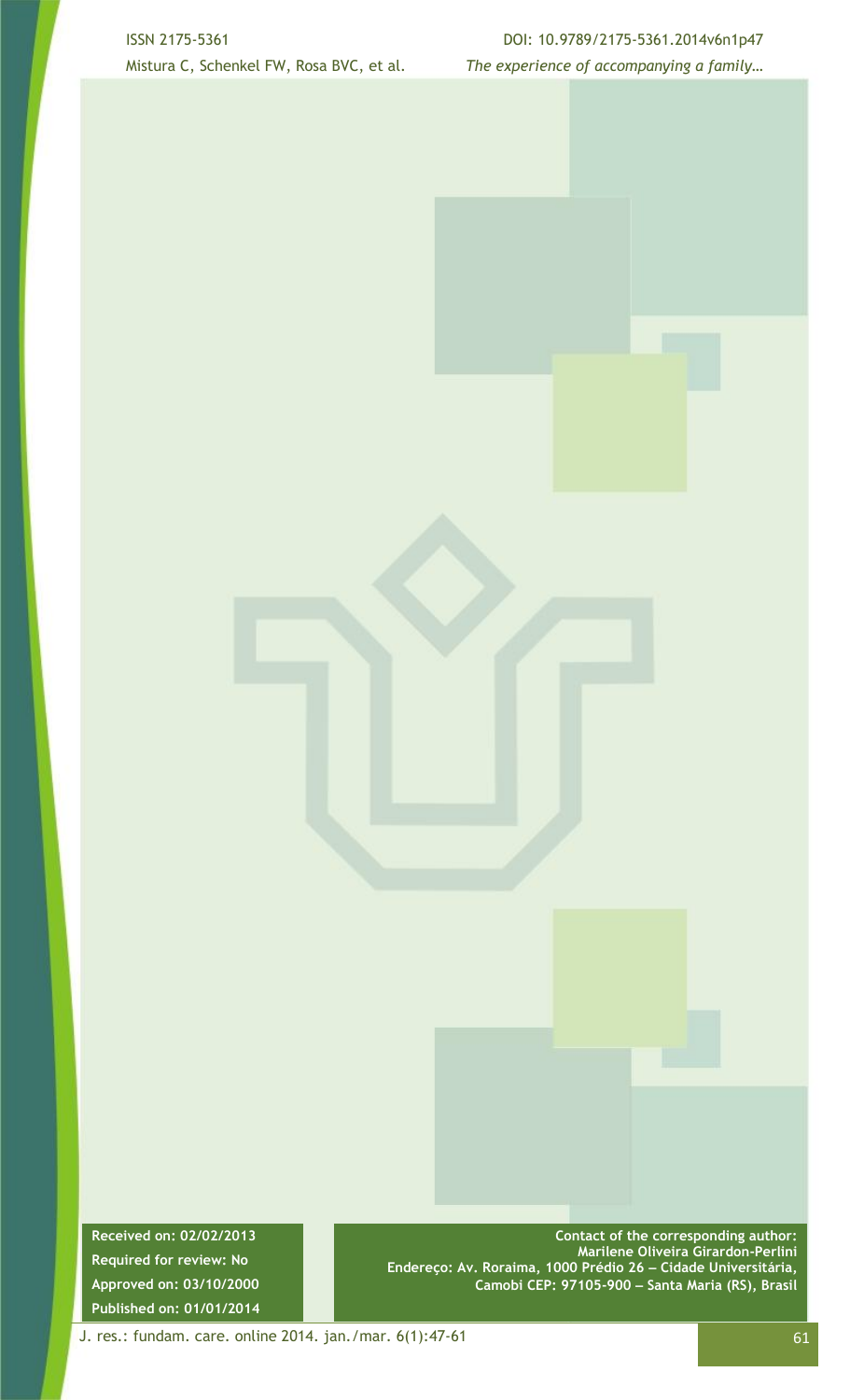**Received on: 02/02/2013**
**Required for review: No**
**Approved on: 03/10/2000**
**Published on: 01/01/2014**

**Contact of the corresponding author:**
**Marilene Oliveira Girardon-Perlini**
**Endereço: Av. Roraima, 1000 Prédio 26 – Cidade Universitária, Camobi CEP: 97105-900 – Santa Maria (RS), Brasil**